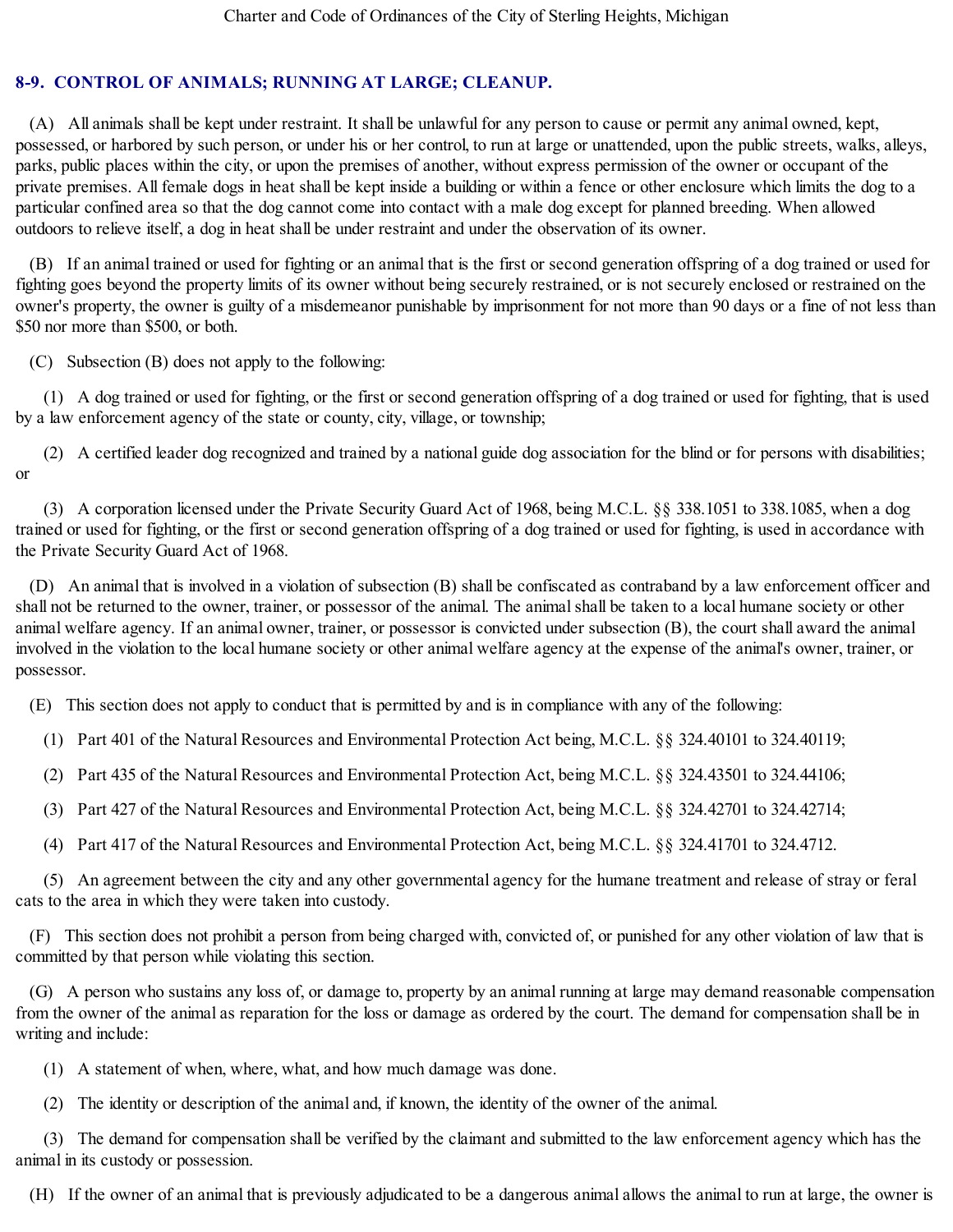## 8-9. CONTROL OF ANIMALS; RUNNING AT LARGE; CLEANUP.

(A) All animals shall be kept under restraint. It shall be unlawful for any person to cause or permit any animal owned, kept, possessed, or harbored by such person, or under his or her control, to run at large or unattended, upon the public streets, walks, alleys, parks, public places within the city, or upon the premises of another, without express permission of the owner or occupant of the private premises. All female dogs in heat shall be kept inside a building or within a fence or other enclosure which limits the dog to a particular confined area so that the dog cannot come into contact with a male dog except for planned breeding. When allowed outdoors to relieve itself, a dog in heat shall be under restraint and under the observation of its owner.

(B) If an animal trained or used for fighting or an animal that is the first or second generation offspring of a dog trained or used for fighting goes beyond the property limits of its owner without being securely restrained, or is not securely enclosed or restrained on the owner's property, the owner is guilty of a misdemeanor punishable by imprisonment for not more than 90 days or a fine of not less than $50 nor more than $500, or both.

(C) Subsection (B) does not apply to the following:

(1) A dog trained or used for fighting, or the first or second generation offspring of a dog trained or used for fighting, that is used by a law enforcement agency of the state or county, city, village, or township;

(2) A certified leader dog recognized and trained by a national guide dog association for the blind or for persons with disabilities; or

(3) A corporation licensed under the Private Security Guard Act of 1968, being M.C.L. §§ 338.1051 to 338.1085, when a dog trained or used for fighting, or the first or second generation offspring of a dog trained or used for fighting, is used in accordance with the Private Security Guard Act of 1968.

(D) An animal that is involved in a violation of subsection (B) shall be confiscated as contraband by a law enforcement officer and shall not be returned to the owner, trainer, or possessor of the animal. The animal shall be taken to a local humane society or other animal welfare agency. If an animal owner, trainer, or possessor is convicted under subsection (B), the court shall award the animal involved in the violation to the local humane society or other animal welfare agency at the expense of the animal's owner, trainer, or possessor.

(E) This section does not apply to conduct that is permitted by and is in compliance with any of the following:

(1) Part 401 of the Natural Resources and Environmental Protection Act being, M.C.L. §§ 324.40101 to 324.40119;

(2) Part 435 of the Natural Resources and Environmental Protection Act, being M.C.L. §§ 324.43501 to 324.44106;

(3) Part 427 of the Natural Resources and Environmental Protection Act, being M.C.L. §§ 324.42701 to 324.42714;

(4) Part 417 of the Natural Resources and Environmental Protection Act, being M.C.L. §§ 324.41701 to 324.4712.

(5) An agreement between the city and any other governmental agency for the humane treatment and release of stray or feral cats to the area in which they were taken into custody.

(F) This section does not prohibit a person from being charged with, convicted of, or punished for any other violation of law that is committed by that person while violating this section.

(G) A person who sustains any loss of, or damage to, property by an animal running at large may demand reasonable compensation from the owner of the animal as reparation for the loss or damage as ordered by the court. The demand for compensation shall be in writing and include:

(1) A statement of when, where, what, and how much damage was done.

(2) The identity or description of the animal and, if known, the identity of the owner of the animal.

(3) The demand for compensation shall be verified by the claimant and submitted to the law enforcement agency which has the animal in its custody or possession.

(H) If the owner of an animal that is previously adjudicated to be a dangerous animal allows the animal to run at large, the owner is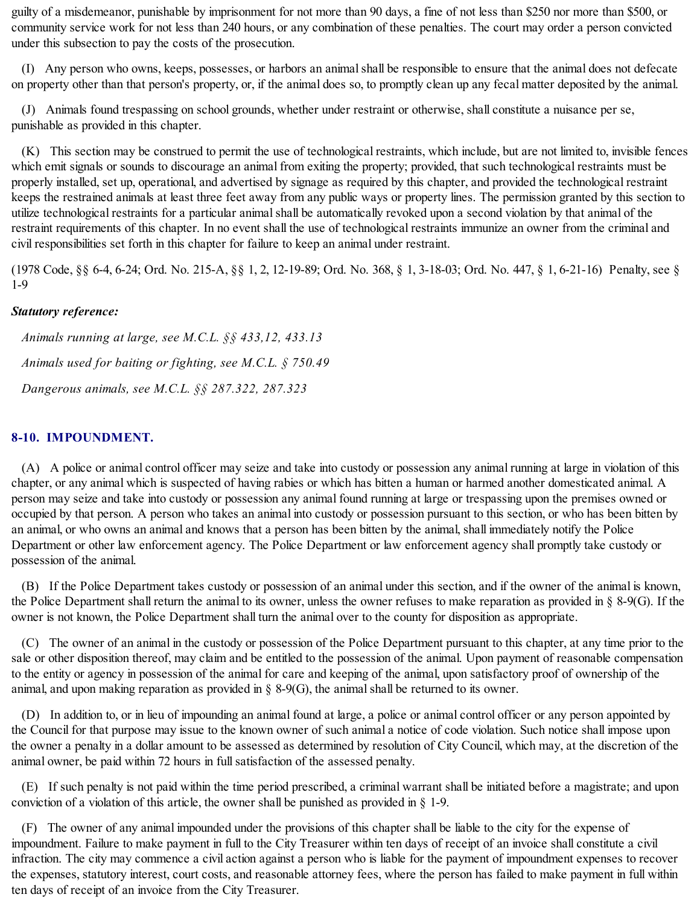guilty of a misdemeanor, punishable by imprisonment for not more than 90 days, a fine of not less than $250 nor more than $500, or community service work for not less than 240 hours, or any combination of these penalties. The court may order a person convicted under this subsection to pay the costs of the prosecution.

(I) Any person who owns, keeps, possesses, or harbors an animal shall be responsible to ensure that the animal does not defecate on property other than that person's property, or, if the animal does so, to promptly clean up any fecal matter deposited by the animal.

(J) Animals found trespassing on school grounds, whether under restraint or otherwise, shall constitute a nuisance per se, punishable as provided in this chapter.

(K) This section may be construed to permit the use of technological restraints, which include, but are not limited to, invisible fences which emit signals or sounds to discourage an animal from exiting the property; provided, that such technological restraints must be properly installed, set up, operational, and advertised by signage as required by this chapter, and provided the technological restraint keeps the restrained animals at least three feet away from any public ways or property lines. The permission granted by this section to utilize technological restraints for a particular animal shall be automatically revoked upon a second violation by that animal of the restraint requirements of this chapter. In no event shall the use of technological restraints immunize an owner from the criminal and civil responsibilities set forth in this chapter for failure to keep an animal under restraint.

(1978 Code, §§ 6-4, 6-24; Ord. No. 215-A, §§ 1, 2, 12-19-89; Ord. No. 368, § 1, 3-18-03; Ord. No. 447, § 1, 6-21-16) Penalty, see § 1-9

***Statutory reference:***

*Animals running at large, see M.C.L. §§ 433,12, 433.13*

*Animals used for baiting or fighting, see M.C.L. § 750.49*

*Dangerous animals, see M.C.L. §§ 287.322, 287.323*

## 8-10. IMPOUNDMENT.

(A) A police or animal control officer may seize and take into custody or possession any animal running at large in violation of this chapter, or any animal which is suspected of having rabies or which has bitten a human or harmed another domesticated animal. A person may seize and take into custody or possession any animal found running at large or trespassing upon the premises owned or occupied by that person. A person who takes an animal into custody or possession pursuant to this section, or who has been bitten by an animal, or who owns an animal and knows that a person has been bitten by the animal, shall immediately notify the Police Department or other law enforcement agency. The Police Department or law enforcement agency shall promptly take custody or possession of the animal.

(B) If the Police Department takes custody or possession of an animal under this section, and if the owner of the animal is known, the Police Department shall return the animal to its owner, unless the owner refuses to make reparation as provided in § 8-9(G). If the owner is not known, the Police Department shall turn the animal over to the county for disposition as appropriate.

(C) The owner of an animal in the custody or possession of the Police Department pursuant to this chapter, at any time prior to the sale or other disposition thereof, may claim and be entitled to the possession of the animal. Upon payment of reasonable compensation to the entity or agency in possession of the animal for care and keeping of the animal, upon satisfactory proof of ownership of the animal, and upon making reparation as provided in § 8-9(G), the animal shall be returned to its owner.

(D) In addition to, or in lieu of impounding an animal found at large, a police or animal control officer or any person appointed by the Council for that purpose may issue to the known owner of such animal a notice of code violation. Such notice shall impose upon the owner a penalty in a dollar amount to be assessed as determined by resolution of City Council, which may, at the discretion of the animal owner, be paid within 72 hours in full satisfaction of the assessed penalty.

(E) If such penalty is not paid within the time period prescribed, a criminal warrant shall be initiated before a magistrate; and upon conviction of a violation of this article, the owner shall be punished as provided in § 1-9.

(F) The owner of any animal impounded under the provisions of this chapter shall be liable to the city for the expense of impoundment. Failure to make payment in full to the City Treasurer within ten days of receipt of an invoice shall constitute a civil infraction. The city may commence a civil action against a person who is liable for the payment of impoundment expenses to recover the expenses, statutory interest, court costs, and reasonable attorney fees, where the person has failed to make payment in full within ten days of receipt of an invoice from the City Treasurer.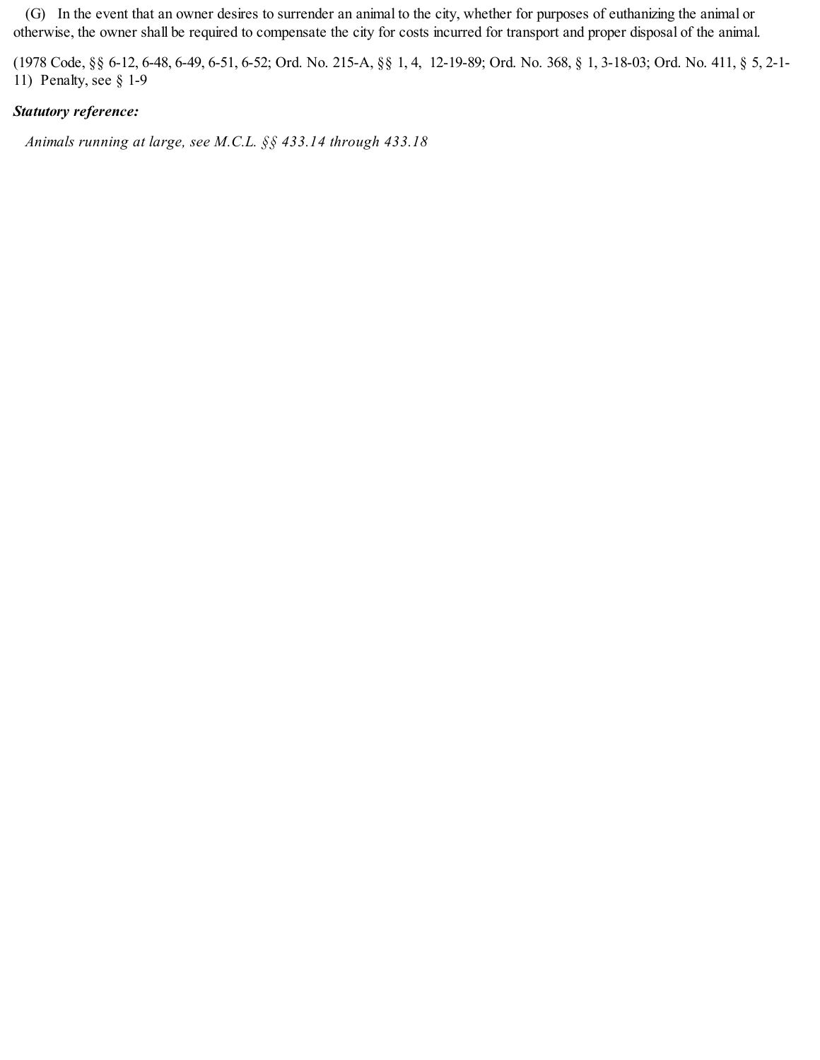(G) In the event that an owner desires to surrender an animal to the city, whether for purposes of euthanizing the animal or otherwise, the owner shall be required to compensate the city for costs incurred for transport and proper disposal of the animal.

(1978 Code, §§ 6-12, 6-48, 6-49, 6-51, 6-52; Ord. No. 215-A, §§ 1, 4, 12-19-89; Ord. No. 368, § 1, 3-18-03; Ord. No. 411, § 5, 2-1-11) Penalty, see § 1-9

***Statutory reference:***

*Animals running at large, see M.C.L. §§ 433.14 through 433.18*